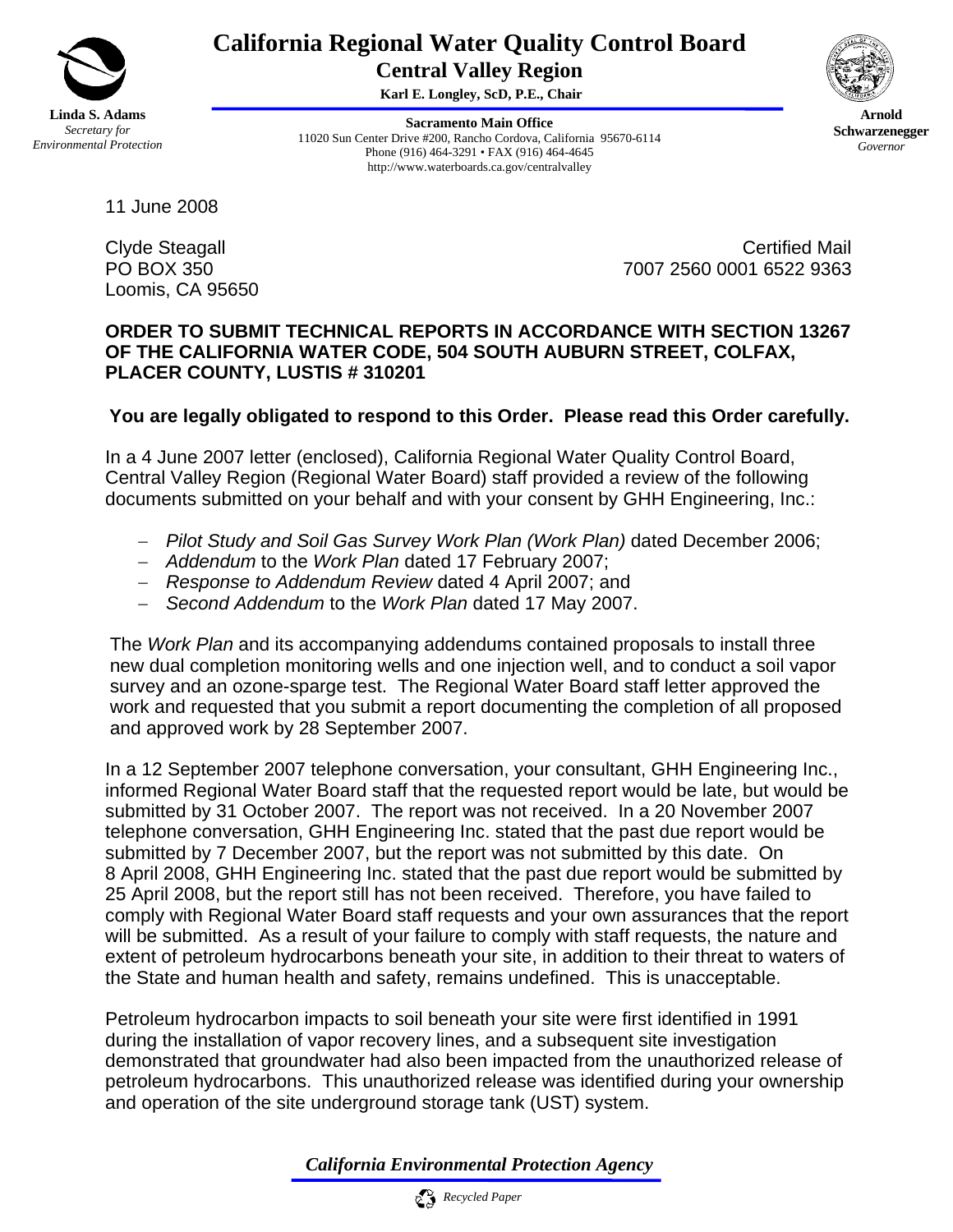**Linda S. Adams**
*Secretary for Environmental Protection*

# California Regional Water Quality Control Board

## Central Valley Region

**Karl E. Longley, ScD, P.E., Chair**

**Sacramento Main Office**
11020 Sun Center Drive #200, Rancho Cordova, California 95670-6114
Phone (916) 464-3291 • FAX (916) 464-4645
http://www.waterboards.ca.gov/centralvalley

**Arnold Schwarzenegger**
*Governor*

11 June 2008

Clyde Steagall
PO BOX 350
Loomis, CA 95650

Certified Mail
7007 2560 0001 6522 9363

**ORDER TO SUBMIT TECHNICAL REPORTS IN ACCORDANCE WITH SECTION 13267 OF THE CALIFORNIA WATER CODE, 504 SOUTH AUBURN STREET, COLFAX, PLACER COUNTY, LUSTIS # 310201**

**You are legally obligated to respond to this Order. Please read this Order carefully.**

In a 4 June 2007 letter (enclosed), California Regional Water Quality Control Board, Central Valley Region (Regional Water Board) staff provided a review of the following documents submitted on your behalf and with your consent by GHH Engineering, Inc.:

- *Pilot Study and Soil Gas Survey Work Plan (Work Plan)* dated December 2006;
- *Addendum* to the *Work Plan* dated 17 February 2007;
- *Response to Addendum Review* dated 4 April 2007; and
- *Second Addendum* to the *Work Plan* dated 17 May 2007.

The *Work Plan* and its accompanying addendums contained proposals to install three new dual completion monitoring wells and one injection well, and to conduct a soil vapor survey and an ozone-sparge test. The Regional Water Board staff letter approved the work and requested that you submit a report documenting the completion of all proposed and approved work by 28 September 2007.

In a 12 September 2007 telephone conversation, your consultant, GHH Engineering Inc., informed Regional Water Board staff that the requested report would be late, but would be submitted by 31 October 2007. The report was not received. In a 20 November 2007 telephone conversation, GHH Engineering Inc. stated that the past due report would be submitted by 7 December 2007, but the report was not submitted by this date. On 8 April 2008, GHH Engineering Inc. stated that the past due report would be submitted by 25 April 2008, but the report still has not been received. Therefore, you have failed to comply with Regional Water Board staff requests and your own assurances that the report will be submitted. As a result of your failure to comply with staff requests, the nature and extent of petroleum hydrocarbons beneath your site, in addition to their threat to waters of the State and human health and safety, remains undefined. This is unacceptable.

Petroleum hydrocarbon impacts to soil beneath your site were first identified in 1991 during the installation of vapor recovery lines, and a subsequent site investigation demonstrated that groundwater had also been impacted from the unauthorized release of petroleum hydrocarbons. This unauthorized release was identified during your ownership and operation of the site underground storage tank (UST) system.

*California Environmental Protection Agency*

*Recycled Paper*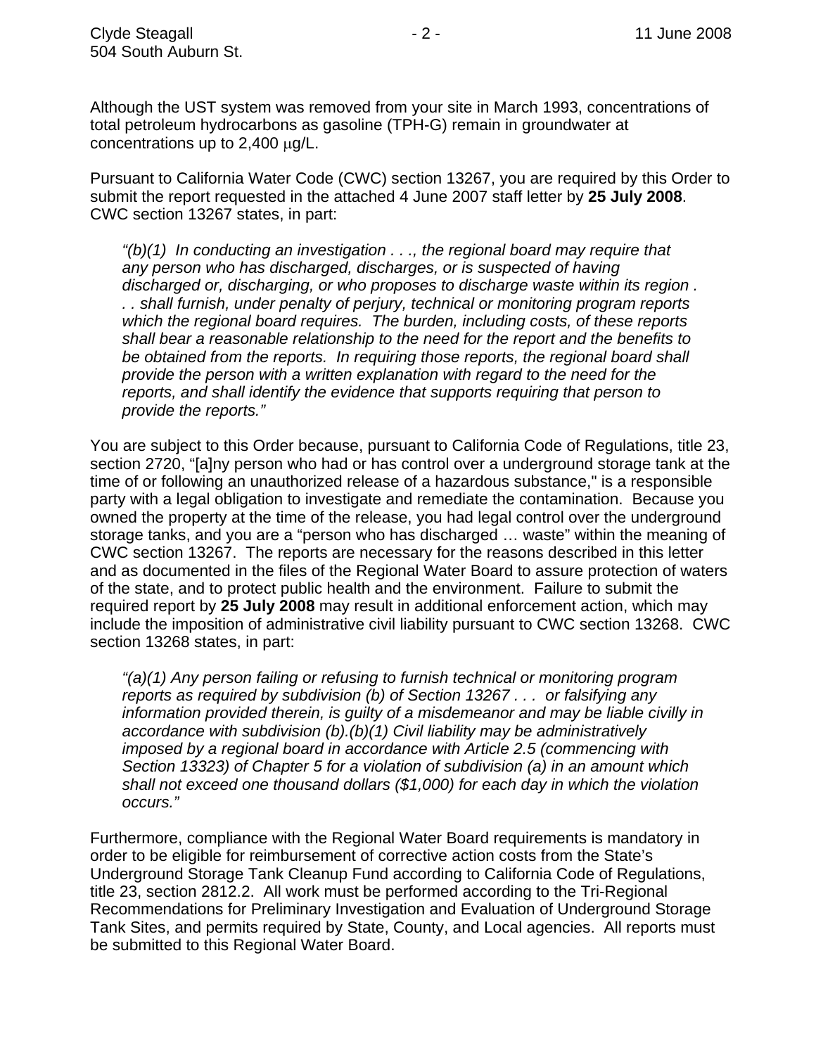Although the UST system was removed from your site in March 1993, concentrations of total petroleum hydrocarbons as gasoline (TPH-G) remain in groundwater at concentrations up to 2,400 $\mu$g/L.

Pursuant to California Water Code (CWC) section 13267, you are required by this Order to submit the report requested in the attached 4 June 2007 staff letter by **25 July 2008**. CWC section 13267 states, in part:

> *"(b)(1) In conducting an investigation . . ., the regional board may require that any person who has discharged, discharges, or is suspected of having discharged or, discharging, or who proposes to discharge waste within its region . . . shall furnish, under penalty of perjury, technical or monitoring program reports which the regional board requires. The burden, including costs, of these reports shall bear a reasonable relationship to the need for the report and the benefits to be obtained from the reports. In requiring those reports, the regional board shall provide the person with a written explanation with regard to the need for the reports, and shall identify the evidence that supports requiring that person to provide the reports."*

You are subject to this Order because, pursuant to California Code of Regulations, title 23, section 2720, "[a]ny person who had or has control over a underground storage tank at the time of or following an unauthorized release of a hazardous substance," is a responsible party with a legal obligation to investigate and remediate the contamination. Because you owned the property at the time of the release, you had legal control over the underground storage tanks, and you are a "person who has discharged … waste" within the meaning of CWC section 13267. The reports are necessary for the reasons described in this letter and as documented in the files of the Regional Water Board to assure protection of waters of the state, and to protect public health and the environment. Failure to submit the required report by **25 July 2008** may result in additional enforcement action, which may include the imposition of administrative civil liability pursuant to CWC section 13268. CWC section 13268 states, in part:

> *"(a)(1) Any person failing or refusing to furnish technical or monitoring program reports as required by subdivision (b) of Section 13267 . . . or falsifying any information provided therein, is guilty of a misdemeanor and may be liable civilly in accordance with subdivision (b).(b)(1) Civil liability may be administratively imposed by a regional board in accordance with Article 2.5 (commencing with Section 13323) of Chapter 5 for a violation of subdivision (a) in an amount which shall not exceed one thousand dollars ($1,000) for each day in which the violation occurs."*

Furthermore, compliance with the Regional Water Board requirements is mandatory in order to be eligible for reimbursement of corrective action costs from the State's Underground Storage Tank Cleanup Fund according to California Code of Regulations, title 23, section 2812.2. All work must be performed according to the Tri-Regional Recommendations for Preliminary Investigation and Evaluation of Underground Storage Tank Sites, and permits required by State, County, and Local agencies. All reports must be submitted to this Regional Water Board.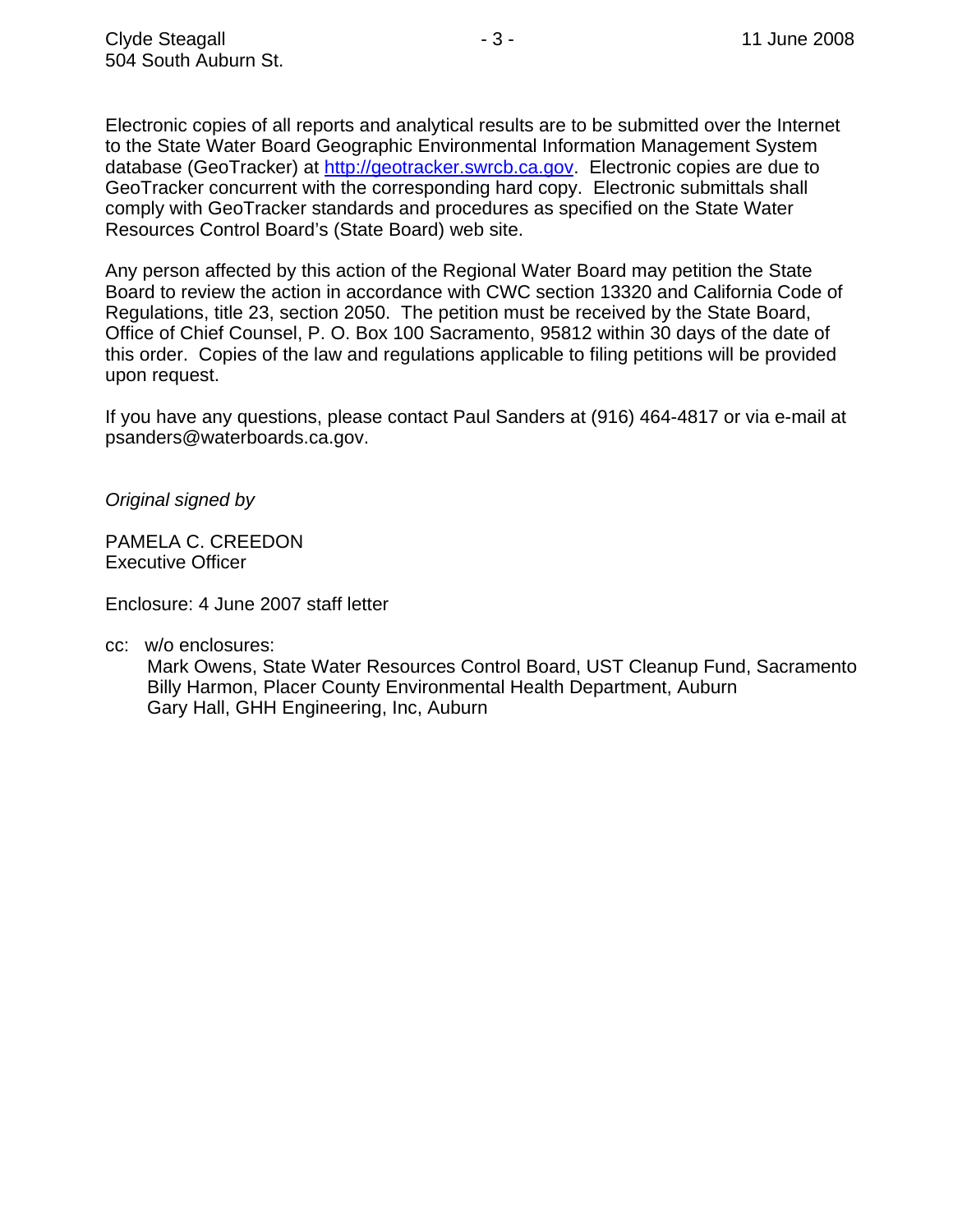Electronic copies of all reports and analytical results are to be submitted over the Internet to the State Water Board Geographic Environmental Information Management System database (GeoTracker) at http://geotracker.swrcb.ca.gov. Electronic copies are due to GeoTracker concurrent with the corresponding hard copy. Electronic submittals shall comply with GeoTracker standards and procedures as specified on the State Water Resources Control Board's (State Board) web site.

Any person affected by this action of the Regional Water Board may petition the State Board to review the action in accordance with CWC section 13320 and California Code of Regulations, title 23, section 2050. The petition must be received by the State Board, Office of Chief Counsel, P. O. Box 100 Sacramento, 95812 within 30 days of the date of this order. Copies of the law and regulations applicable to filing petitions will be provided upon request.

If you have any questions, please contact Paul Sanders at (916) 464-4817 or via e-mail at psanders@waterboards.ca.gov.

*Original signed by*

PAMELA C. CREEDON
Executive Officer

Enclosure: 4 June 2007 staff letter

cc: w/o enclosures:
Mark Owens, State Water Resources Control Board, UST Cleanup Fund, Sacramento
Billy Harmon, Placer County Environmental Health Department, Auburn
Gary Hall, GHH Engineering, Inc, Auburn